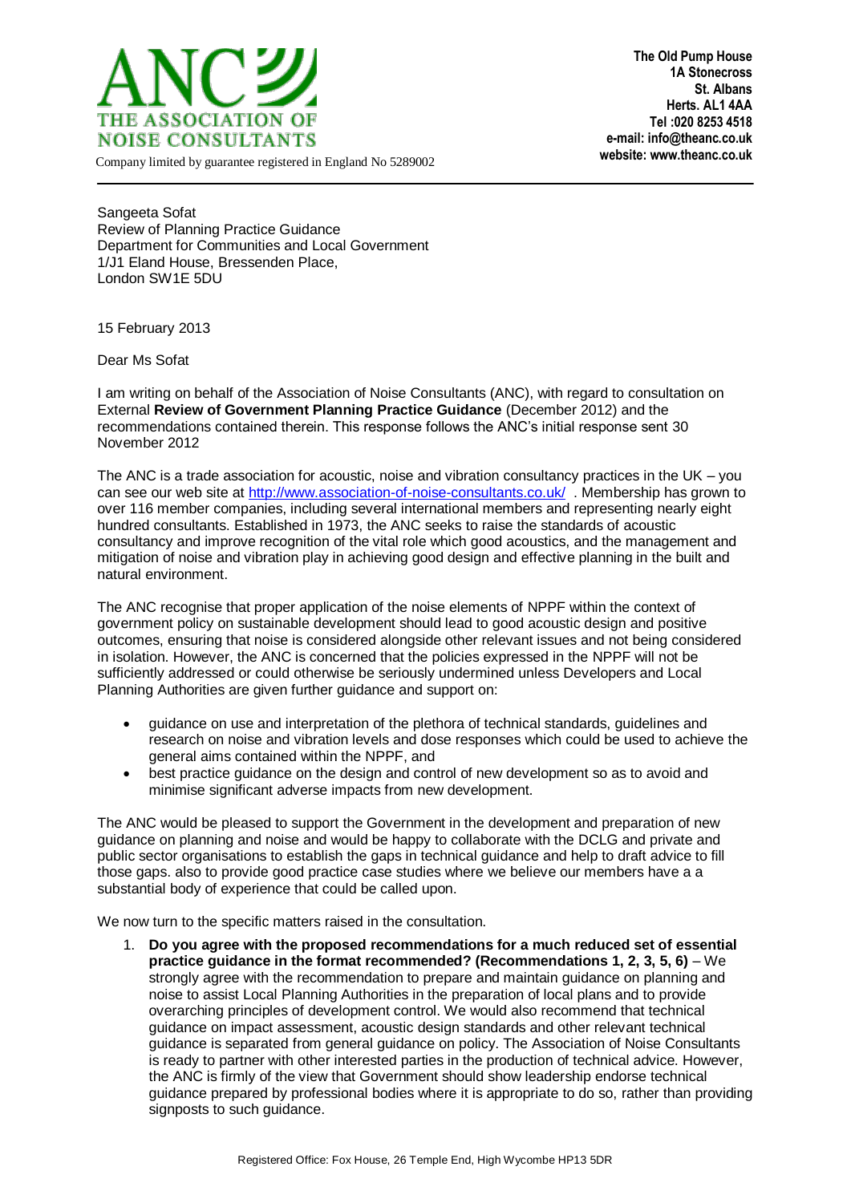**ANC – THE ASSOCIATION OF NOISE CONSULTANTS**

Company limited by guarantee registered in England No 5289002

**The Old Pump House**
**1A Stonecross**
**St. Albans**
**Herts. AL1 4AA**
**Tel :020 8253 4518**
**e-mail: info@theanc.co.uk**
**website: www.theanc.co.uk**

Sangeeta Sofat
Review of Planning Practice Guidance
Department for Communities and Local Government
1/J1 Eland House, Bressenden Place,
London SW1E 5DU

15 February 2013

Dear Ms Sofat

I am writing on behalf of the Association of Noise Consultants (ANC), with regard to consultation on External **Review of Government Planning Practice Guidance** (December 2012) and the recommendations contained therein. This response follows the ANC's initial response sent 30 November 2012

The ANC is a trade association for acoustic, noise and vibration consultancy practices in the UK – you can see our web site at http://www.association-of-noise-consultants.co.uk/ . Membership has grown to over 116 member companies, including several international members and representing nearly eight hundred consultants. Established in 1973, the ANC seeks to raise the standards of acoustic consultancy and improve recognition of the vital role which good acoustics, and the management and mitigation of noise and vibration play in achieving good design and effective planning in the built and natural environment.

The ANC recognise that proper application of the noise elements of NPPF within the context of government policy on sustainable development should lead to good acoustic design and positive outcomes, ensuring that noise is considered alongside other relevant issues and not being considered in isolation. However, the ANC is concerned that the policies expressed in the NPPF will not be sufficiently addressed or could otherwise be seriously undermined unless Developers and Local Planning Authorities are given further guidance and support on:

- guidance on use and interpretation of the plethora of technical standards, guidelines and research on noise and vibration levels and dose responses which could be used to achieve the general aims contained within the NPPF, and
- best practice guidance on the design and control of new development so as to avoid and minimise significant adverse impacts from new development.

The ANC would be pleased to support the Government in the development and preparation of new guidance on planning and noise and would be happy to collaborate with the DCLG and private and public sector organisations to establish the gaps in technical guidance and help to draft advice to fill those gaps. also to provide good practice case studies where we believe our members have a a substantial body of experience that could be called upon.

We now turn to the specific matters raised in the consultation.

1. **Do you agree with the proposed recommendations for a much reduced set of essential practice guidance in the format recommended? (Recommendations 1, 2, 3, 5, 6)** – We strongly agree with the recommendation to prepare and maintain guidance on planning and noise to assist Local Planning Authorities in the preparation of local plans and to provide overarching principles of development control. We would also recommend that technical guidance on impact assessment, acoustic design standards and other relevant technical guidance is separated from general guidance on policy. The Association of Noise Consultants is ready to partner with other interested parties in the production of technical advice. However, the ANC is firmly of the view that Government should show leadership endorse technical guidance prepared by professional bodies where it is appropriate to do so, rather than providing signposts to such guidance.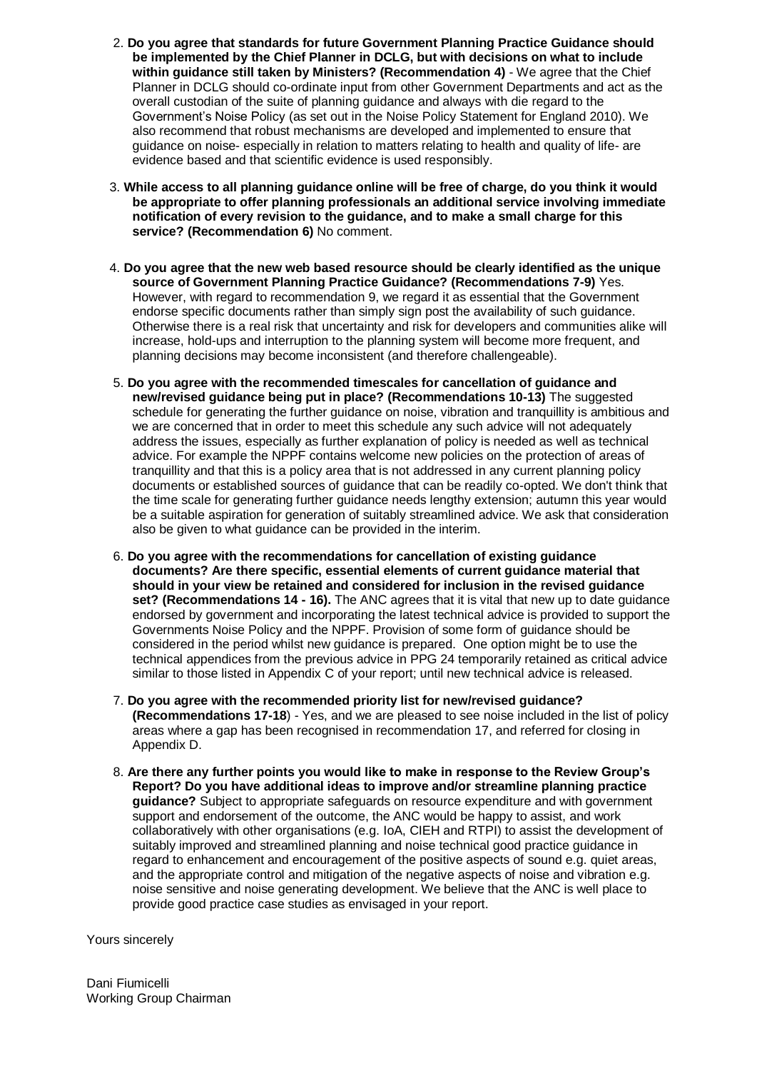2. **Do you agree that standards for future Government Planning Practice Guidance should be implemented by the Chief Planner in DCLG, but with decisions on what to include within guidance still taken by Ministers? (Recommendation 4)** - We agree that the Chief Planner in DCLG should co-ordinate input from other Government Departments and act as the overall custodian of the suite of planning guidance and always with die regard to the Government's Noise Policy (as set out in the Noise Policy Statement for England 2010). We also recommend that robust mechanisms are developed and implemented to ensure that guidance on noise- especially in relation to matters relating to health and quality of life- are evidence based and that scientific evidence is used responsibly.

3. **While access to all planning guidance online will be free of charge, do you think it would be appropriate to offer planning professionals an additional service involving immediate notification of every revision to the guidance, and to make a small charge for this service? (Recommendation 6)** No comment.

4. **Do you agree that the new web based resource should be clearly identified as the unique source of Government Planning Practice Guidance? (Recommendations 7-9)** Yes. However, with regard to recommendation 9, we regard it as essential that the Government endorse specific documents rather than simply sign post the availability of such guidance. Otherwise there is a real risk that uncertainty and risk for developers and communities alike will increase, hold-ups and interruption to the planning system will become more frequent, and planning decisions may become inconsistent (and therefore challengeable).

5. **Do you agree with the recommended timescales for cancellation of guidance and new/revised guidance being put in place? (Recommendations 10-13)** The suggested schedule for generating the further guidance on noise, vibration and tranquillity is ambitious and we are concerned that in order to meet this schedule any such advice will not adequately address the issues, especially as further explanation of policy is needed as well as technical advice. For example the NPPF contains welcome new policies on the protection of areas of tranquillity and that this is a policy area that is not addressed in any current planning policy documents or established sources of guidance that can be readily co-opted. We don't think that the time scale for generating further guidance needs lengthy extension; autumn this year would be a suitable aspiration for generation of suitably streamlined advice. We ask that consideration also be given to what guidance can be provided in the interim.

6. **Do you agree with the recommendations for cancellation of existing guidance documents? Are there specific, essential elements of current guidance material that should in your view be retained and considered for inclusion in the revised guidance set? (Recommendations 14 - 16).** The ANC agrees that it is vital that new up to date guidance endorsed by government and incorporating the latest technical advice is provided to support the Governments Noise Policy and the NPPF. Provision of some form of guidance should be considered in the period whilst new guidance is prepared. One option might be to use the technical appendices from the previous advice in PPG 24 temporarily retained as critical advice similar to those listed in Appendix C of your report; until new technical advice is released.

7. **Do you agree with the recommended priority list for new/revised guidance? (Recommendations 17-18**) - Yes, and we are pleased to see noise included in the list of policy areas where a gap has been recognised in recommendation 17, and referred for closing in Appendix D.

8. **Are there any further points you would like to make in response to the Review Group's Report? Do you have additional ideas to improve and/or streamline planning practice guidance?** Subject to appropriate safeguards on resource expenditure and with government support and endorsement of the outcome, the ANC would be happy to assist, and work collaboratively with other organisations (e.g. IoA, CIEH and RTPI) to assist the development of suitably improved and streamlined planning and noise technical good practice guidance in regard to enhancement and encouragement of the positive aspects of sound e.g. quiet areas, and the appropriate control and mitigation of the negative aspects of noise and vibration e.g. noise sensitive and noise generating development. We believe that the ANC is well place to provide good practice case studies as envisaged in your report.

Yours sincerely

Dani Fiumicelli
Working Group Chairman